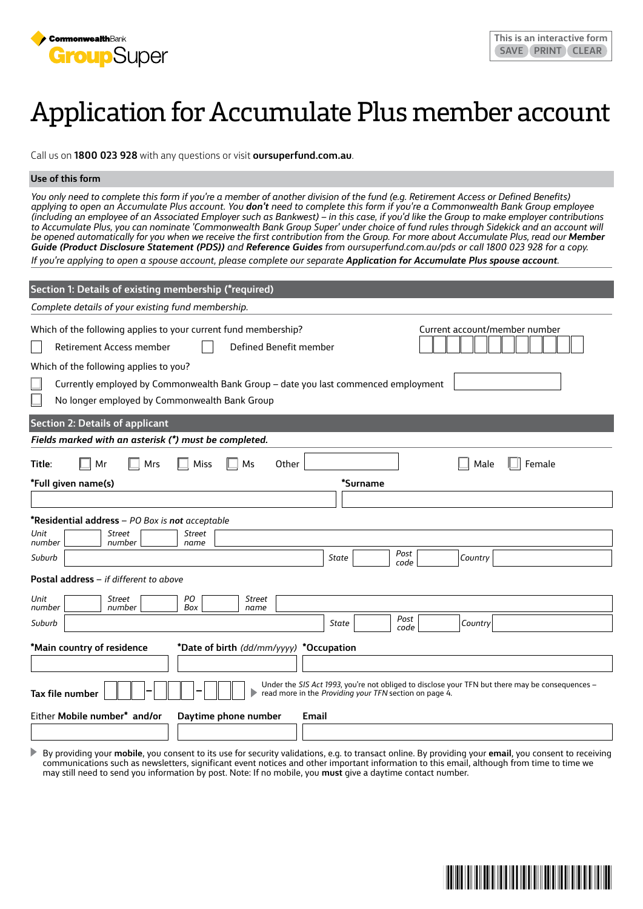CommonwealthBank GroupSuper

This is an interactive form
SAVE PRINT CLEAR

# Application for Accumulate Plus member account

Call us on **1800 023 928** with any questions or visit **oursuperfund.com.au**.

## Use of this form

*You only need to complete this form if you're a member of another division of the fund (e.g. Retirement Access or Defined Benefits) applying to open an Accumulate Plus account. You **don't** need to complete this form if you're a Commonwealth Bank Group employee (including an employee of an Associated Employer such as Bankwest) – in this case, if you'd like the Group to make employer contributions to Accumulate Plus, you can nominate 'Commonwealth Bank Group Super' under choice of fund rules through Sidekick and an account will be opened automatically for you when we receive the first contribution from the Group. For more about Accumulate Plus, read our **Member Guide (Product Disclosure Statement (PDS))** and **Reference Guides** from oursuperfund.com.au/pds or call 1800 023 928 for a copy.*

*If you're applying to open a spouse account, please complete our separate **Application for Accumulate Plus spouse account**.*

## Section 1: Details of existing membership (*required)

*Complete details of your existing fund membership.*

Which of the following applies to your current fund membership?

☐ Retirement Access member ☐ Defined Benefit member

Current account/member number

Which of the following applies to you?

☐ Currently employed by Commonwealth Bank Group – date you last commenced employment

☐ No longer employed by Commonwealth Bank Group

## Section 2: Details of applicant

***Fields marked with an asterisk (*) must be completed.***

**Title:** ☐ Mr ☐ Mrs ☐ Miss ☐ Ms Other ☐ Male ☐ Female

***Full given name(s)** ***Surname**

***Residential address** – *PO Box is **not** acceptable*

*Unit number* *Street number* *Street name*

*Suburb* *State* *Post code* *Country*

**Postal address** – *if different to above*

*Unit number* *Street number* *PO Box* *Street name*

*Suburb* *State* *Post code* *Country*

***Main country of residence** ***Date of birth** *(dd/mm/yyyy)* ***Occupation**

**Tax file number** ☐☐☐ – ☐☐☐ – ☐☐☐

Under the *SIS Act 1993*, you're not obliged to disclose your TFN but there may be consequences – read more in the *Providing your TFN* section on page 4.

Either **Mobile number*** **and/or** **Daytime phone number** **Email**

By providing your **mobile**, you consent to its use for security validations, e.g. to transact online. By providing your **email**, you consent to receiving communications such as newsletters, significant event notices and other important information to this email, although from time to time we may still need to send you information by post. Note: If no mobile, you **must** give a daytime contact number.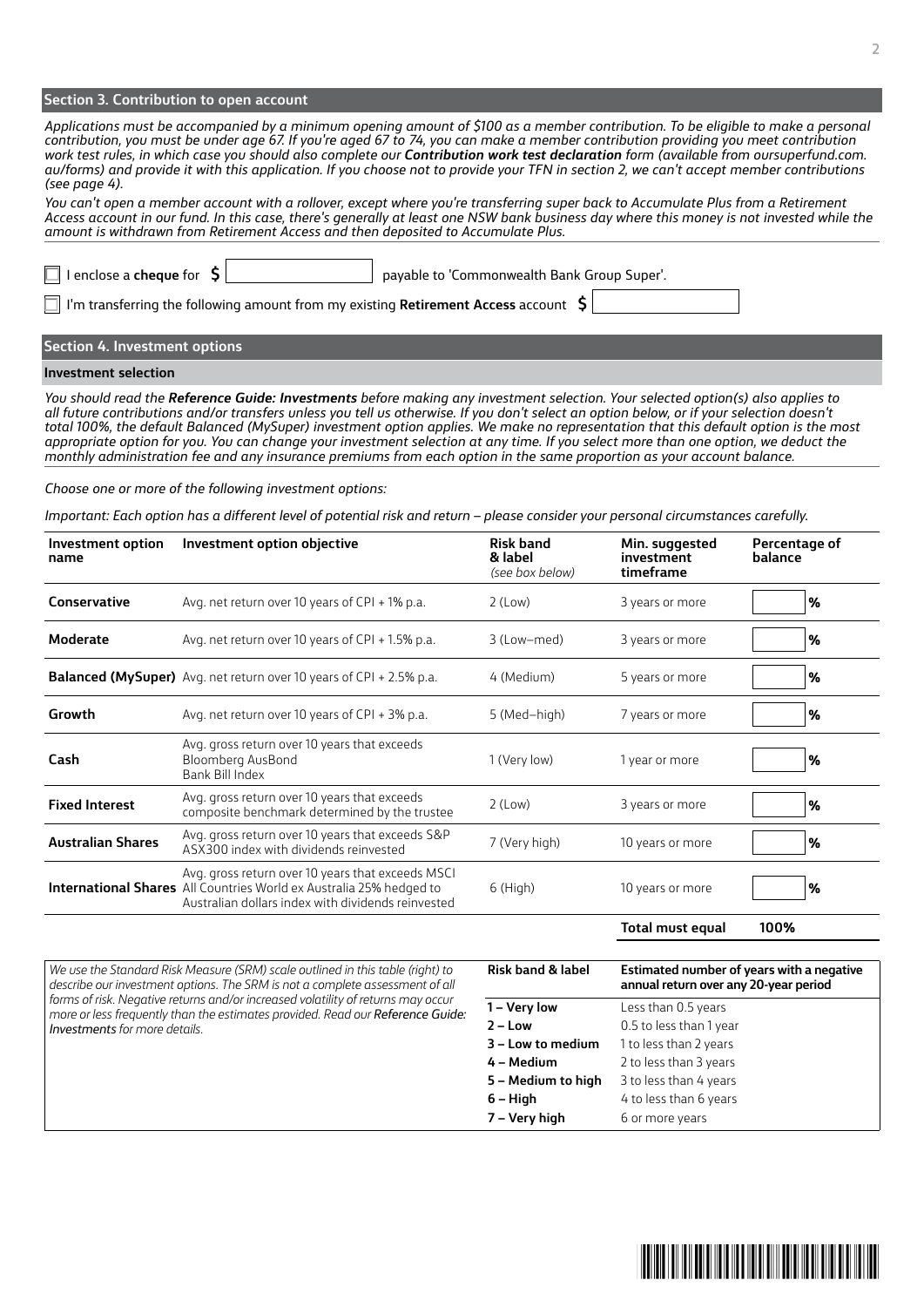## Section 3. Contribution to open account

*Applications must be accompanied by a minimum opening amount of $100 as a member contribution. To be eligible to make a personal contribution, you must be under age 67. If you're aged 67 to 74, you can make a member contribution providing you meet contribution work test rules, in which case you should also complete our **Contribution work test declaration** (available from oursuperfund.com.au/forms) and provide it with this application. If you choose not to provide your TFN in section 2, we can't accept member contributions (see page 4).*

*You can't open a member account with a rollover, except where you're transferring super back to Accumulate Plus from a Retirement Access account in our fund. In this case, there's generally at least one NSW bank business day where this money is not invested while the amount is withdrawn from Retirement Access and then deposited to Accumulate Plus.*

☐ I enclose a **cheque** for **$** \_\_\_\_\_\_\_\_\_\_ payable to 'Commonwealth Bank Group Super'.

☐ I'm transferring the following amount from my existing **Retirement Access** account **$** \_\_\_\_\_\_\_\_\_\_

## Section 4. Investment options

### Investment selection

*You should read the **Reference Guide: Investments** before making any investment selection. Your selected option(s) also applies to all future contributions and/or transfers unless you tell us otherwise. If you don't select an option below, or if your selection doesn't total 100%, the default Balanced (MySuper) investment option applies. We make no representation that this default option is the most appropriate option for you. You can change your investment selection at any time. If you select more than one option, we deduct the monthly administration fee and any insurance premiums from each option in the same proportion as your account balance.*

*Choose one or more of the following investment options:*

*Important: Each option has a different level of potential risk and return – please consider your personal circumstances carefully.*

| Investment option name | Investment option objective | Risk band & label *(see box below)* | Min. suggested investment timeframe | Percentage of balance |
|---|---|---|---|---|
| **Conservative** | Avg. net return over 10 years of CPI + 1% p.a. | 2 (Low) | 3 years or more | % |
| **Moderate** | Avg. net return over 10 years of CPI + 1.5% p.a. | 3 (Low–med) | 3 years or more | % |
| **Balanced (MySuper)** | Avg. net return over 10 years of CPI + 2.5% p.a. | 4 (Medium) | 5 years or more | % |
| **Growth** | Avg. net return over 10 years of CPI + 3% p.a. | 5 (Med–high) | 7 years or more | % |
| **Cash** | Avg. gross return over 10 years that exceeds Bloomberg AusBond Bank Bill Index | 1 (Very low) | 1 year or more | % |
| **Fixed Interest** | Avg. gross return over 10 years that exceeds composite benchmark determined by the trustee | 2 (Low) | 3 years or more | % |
| **Australian Shares** | Avg. gross return over 10 years that exceeds S&P ASX300 index with dividends reinvested | 7 (Very high) | 10 years or more | % |
| **International Shares** | Avg. gross return over 10 years that exceeds MSCI All Countries World ex Australia 25% hedged to Australian dollars index with dividends reinvested | 6 (High) | 10 years or more | % |
| | | | **Total must equal** | **100%** |

*We use the Standard Risk Measure (SRM) scale outlined in this table (right) to describe our investment options. The SRM is not a complete assessment of all forms of risk. Negative returns and/or increased volatility of returns may occur more or less frequently than the estimates provided. Read our **Reference Guide: Investments** for more details.*

| Risk band & label | Estimated number of years with a negative annual return over any 20-year period |
|---|---|
| **1 – Very low** | Less than 0.5 years |
| **2 – Low** | 0.5 to less than 1 year |
| **3 – Low to medium** | 1 to less than 2 years |
| **4 – Medium** | 2 to less than 3 years |
| **5 – Medium to high** | 3 to less than 4 years |
| **6 – High** | 4 to less than 6 years |
| **7 – Very high** | 6 or more years |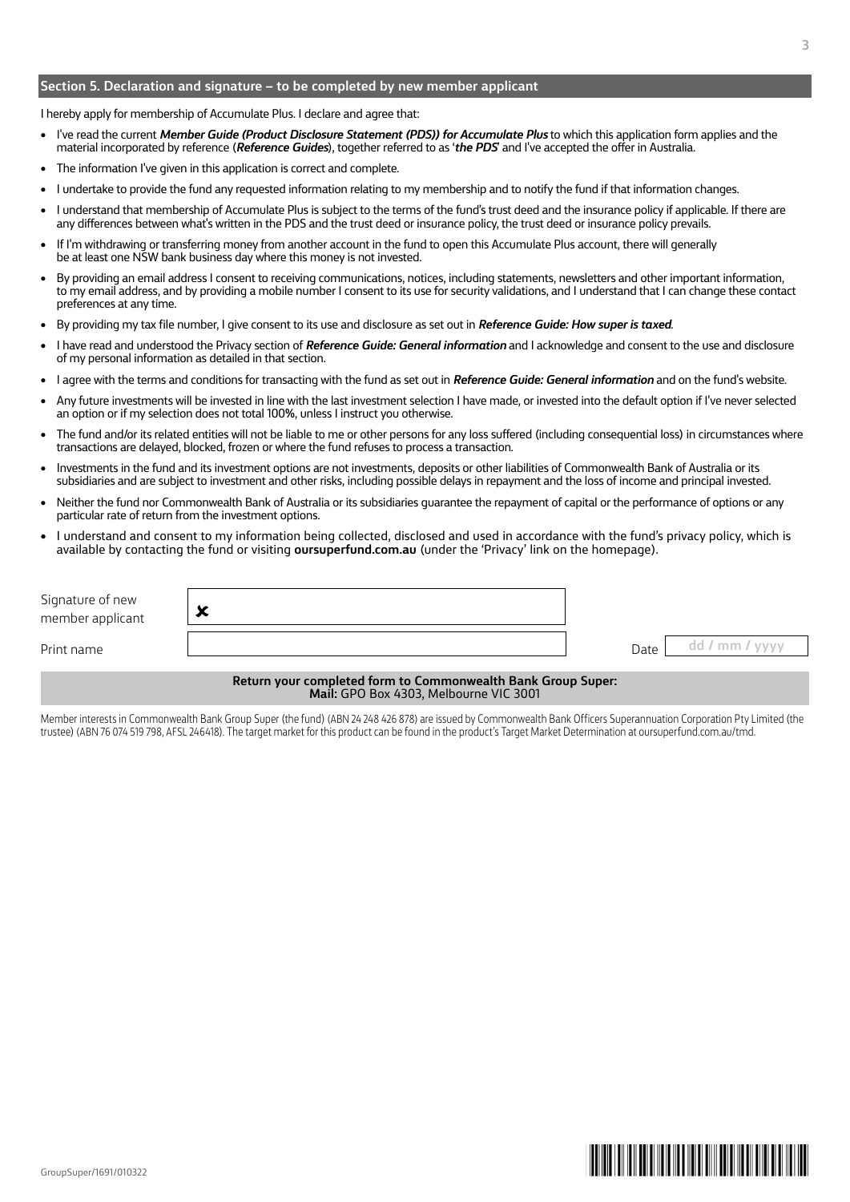## Section 5. Declaration and signature – to be completed by new member applicant

I hereby apply for membership of Accumulate Plus. I declare and agree that:

- I've read the current ***Member Guide (Product Disclosure Statement (PDS)) for Accumulate Plus*** to which this application form applies and the material incorporated by reference (***Reference Guides***), together referred to as '***the PDS***' and I've accepted the offer in Australia.
- The information I've given in this application is correct and complete.
- I undertake to provide the fund any requested information relating to my membership and to notify the fund if that information changes.
- I understand that membership of Accumulate Plus is subject to the terms of the fund's trust deed and the insurance policy if applicable. If there are any differences between what's written in the PDS and the trust deed or insurance policy, the trust deed or insurance policy prevails.
- If I'm withdrawing or transferring money from another account in the fund to open this Accumulate Plus account, there will generally be at least one NSW bank business day where this money is not invested.
- By providing an email address I consent to receiving communications, notices, including statements, newsletters and other important information, to my email address, and by providing a mobile number I consent to its use for security validations, and I understand that I can change these contact preferences at any time.
- By providing my tax file number, I give consent to its use and disclosure as set out in ***Reference Guide: How super is taxed***.
- I have read and understood the Privacy section of ***Reference Guide: General information*** and I acknowledge and consent to the use and disclosure of my personal information as detailed in that section.
- I agree with the terms and conditions for transacting with the fund as set out in ***Reference Guide: General information*** and on the fund's website.
- Any future investments will be invested in line with the last investment selection I have made, or invested into the default option if I've never selected an option or if my selection does not total 100%, unless I instruct you otherwise.
- The fund and/or its related entities will not be liable to me or other persons for any loss suffered (including consequential loss) in circumstances where transactions are delayed, blocked, frozen or where the fund refuses to process a transaction.
- Investments in the fund and its investment options are not investments, deposits or other liabilities of Commonwealth Bank of Australia or its subsidiaries and are subject to investment and other risks, including possible delays in repayment and the loss of income and principal invested.
- Neither the fund nor Commonwealth Bank of Australia or its subsidiaries guarantee the repayment of capital or the performance of options or any particular rate of return from the investment options.
- I understand and consent to my information being collected, disclosed and used in accordance with the fund's privacy policy, which is available by contacting the fund or visiting **oursuperfund.com.au** (under the 'Privacy' link on the homepage).

Signature of new member applicant ✘

Print name

Date dd / mm / yyyy

**Return your completed form to Commonwealth Bank Group Super:**
**Mail:** GPO Box 4303, Melbourne VIC 3001

Member interests in Commonwealth Bank Group Super (the fund) (ABN 24 248 426 878) are issued by Commonwealth Bank Officers Superannuation Corporation Pty Limited (the trustee) (ABN 76 074 519 798, AFSL 246418). The target market for this product can be found in the product's Target Market Determination at oursuperfund.com.au/tmd.

GroupSuper/1691/010322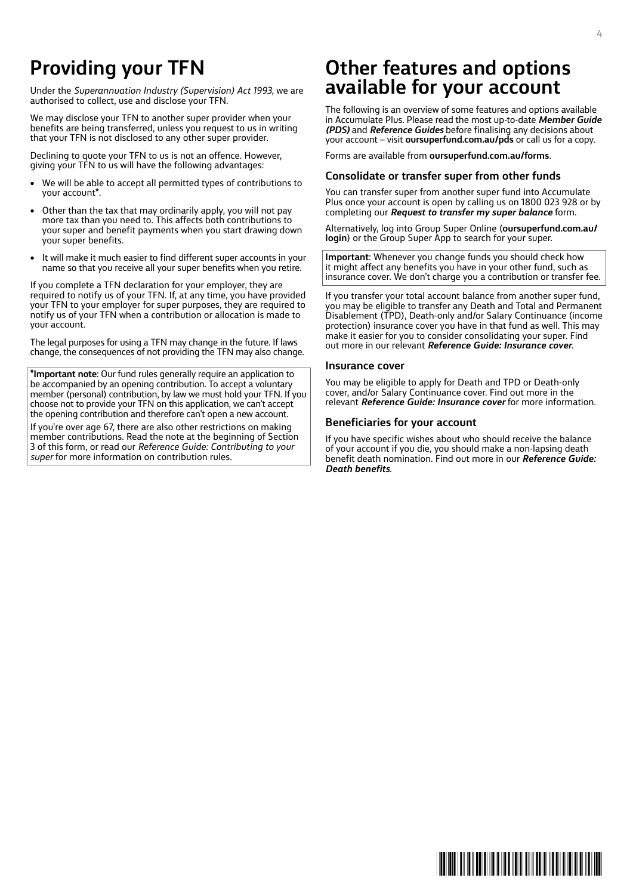# Providing your TFN

Under the *Superannuation Industry (Supervision) Act 1993*, we are authorised to collect, use and disclose your TFN.

We may disclose your TFN to another super provider when your benefits are being transferred, unless you request to us in writing that your TFN is not disclosed to any other super provider.

Declining to quote your TFN to us is not an offence. However, giving your TFN to us will have the following advantages:

- We will be able to accept all permitted types of contributions to your account*.
- Other than the tax that may ordinarily apply, you will not pay more tax than you need to. This affects both contributions to your super and benefit payments when you start drawing down your super benefits.
- It will make it much easier to find different super accounts in your name so that you receive all your super benefits when you retire.

If you complete a TFN declaration for your employer, they are required to notify us of your TFN. If, at any time, you have provided your TFN to your employer for super purposes, they are required to notify us of your TFN when a contribution or allocation is made to your account.

The legal purposes for using a TFN may change in the future. If laws change, the consequences of not providing the TFN may also change.

> ***Important note**: Our fund rules generally require an application to be accompanied by an opening contribution. To accept a voluntary member (personal) contribution, by law we must hold your TFN. If you choose not to provide your TFN on this application, we can't accept the opening contribution and therefore can't open a new account.
>
> If you're over age 67, there are also other restrictions on making member contributions. Read the note at the beginning of Section 3 of this form, or read our *Reference Guide: Contributing to your super* for more information on contribution rules.

# Other features and options available for your account

The following is an overview of some features and options available in Accumulate Plus. Please read the most up-to-date ***Member Guide (PDS)*** and ***Reference Guides*** before finalising any decisions about your account – visit **oursuperfund.com.au/pds** or call us for a copy.

Forms are available from **oursuperfund.com.au/forms**.

## Consolidate or transfer super from other funds

You can transfer super from another super fund into Accumulate Plus once your account is open by calling us on 1800 023 928 or by completing our ***Request to transfer my super balance*** form.

Alternatively, log into Group Super Online (**oursuperfund.com.au/login**) or the Group Super App to search for your super.

> **Important**: Whenever you change funds you should check how it might affect any benefits you have in your other fund, such as insurance cover. We don't charge you a contribution or transfer fee.

If you transfer your total account balance from another super fund, you may be eligible to transfer any Death and Total and Permanent Disablement (TPD), Death-only and/or Salary Continuance (income protection) insurance cover you have in that fund as well. This may make it easier for you to consider consolidating your super. Find out more in our relevant ***Reference Guide: Insurance cover***.

## Insurance cover

You may be eligible to apply for Death and TPD or Death-only cover, and/or Salary Continuance cover. Find out more in the relevant ***Reference Guide: Insurance cover*** for more information.

## Beneficiaries for your account

If you have specific wishes about who should receive the balance of your account if you die, you should make a non-lapsing death benefit death nomination. Find out more in our ***Reference Guide: Death benefits***.